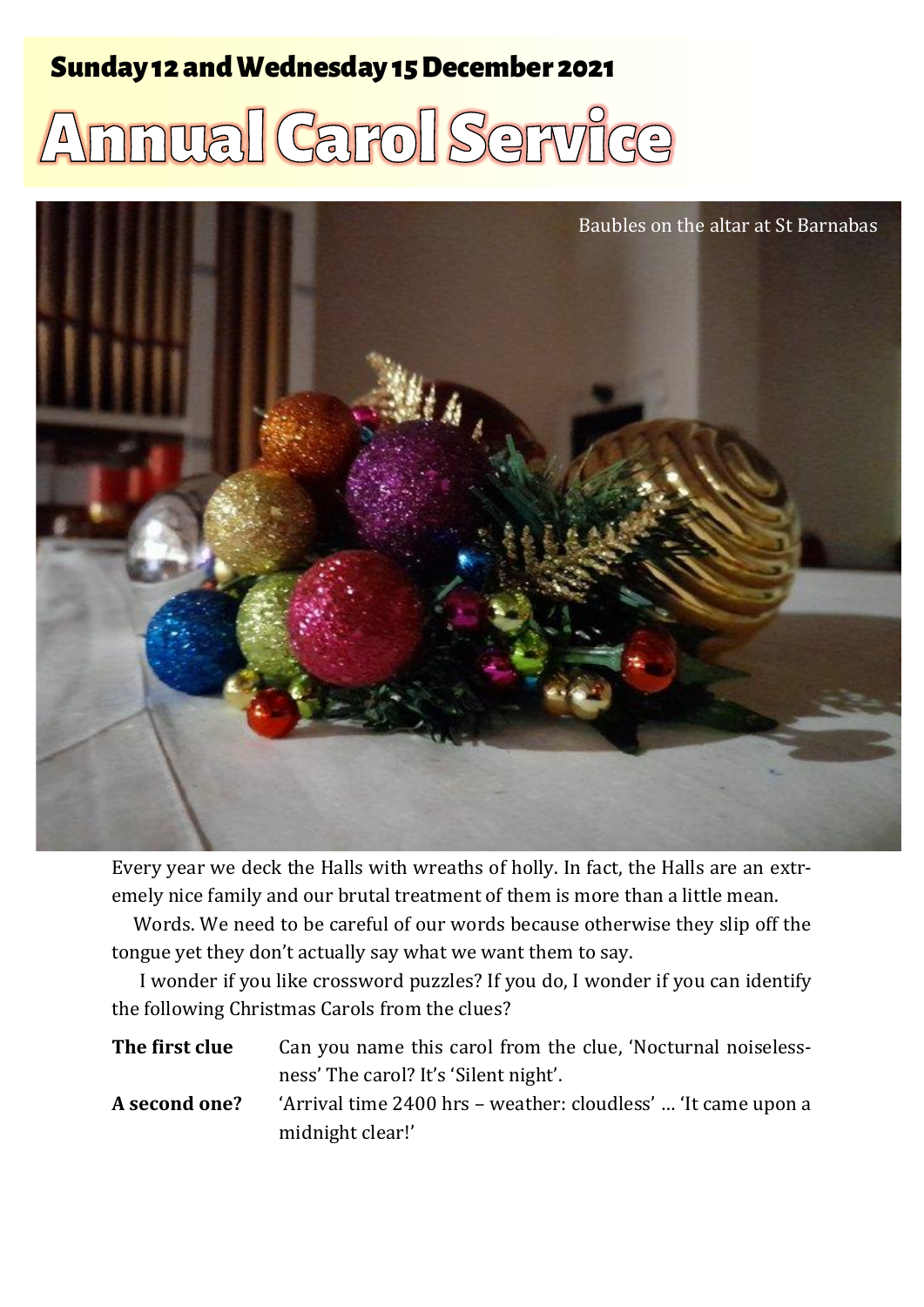## Sunday 12 and Wednesday 15 December 2021

# Annual Carol Service

Baubles on the altar at St Barnabas

Every year we deck the Halls with wreaths of holly. In fact, the Halls are an extremely nice family and our brutal treatment of them is more than a little mean.

Words. We need to be careful of our words because otherwise they slip off the tongue yet they don't actually say what we want them to say.

I wonder if you like crossword puzzles? If you do, I wonder if you can identify the following Christmas Carols from the clues?

**The first clue** Can you name this carol from the clue, 'Nocturnal noiselessness' The carol? It's 'Silent night'.

**A second one?** 'Arrival time 2400 hrs – weather: cloudless' … 'It came upon a midnight clear!'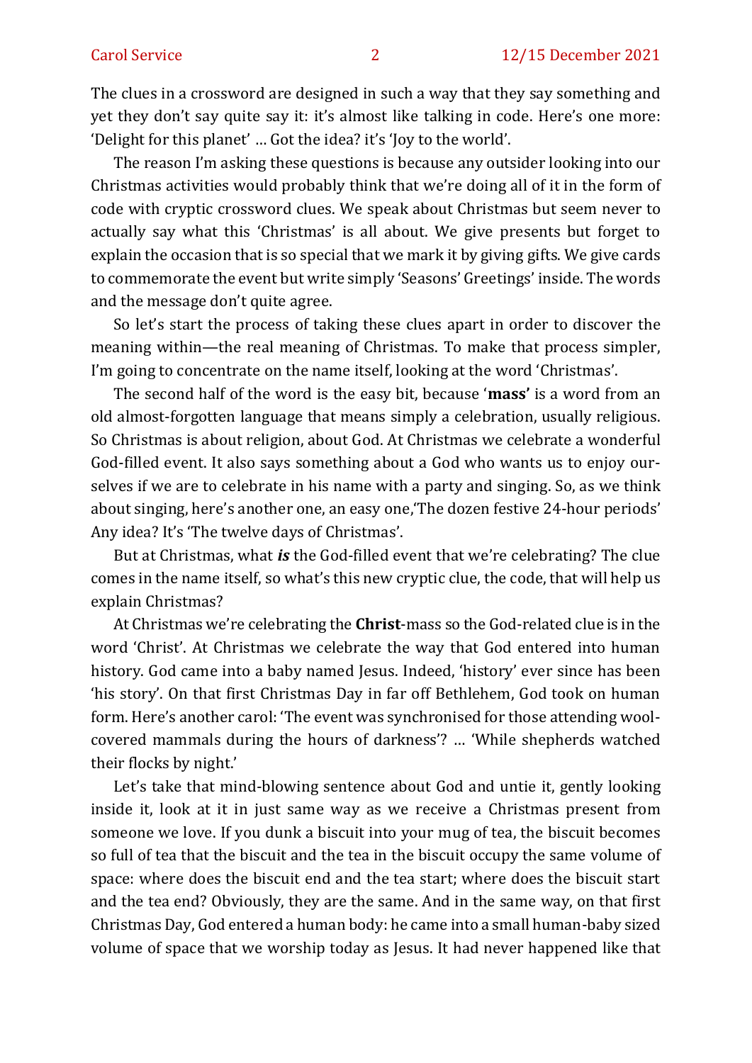The clues in a crossword are designed in such a way that they say something and yet they don't say quite say it: it's almost like talking in code. Here's one more: 'Delight for this planet' … Got the idea? it's 'Joy to the world'.

The reason I'm asking these questions is because any outsider looking into our Christmas activities would probably think that we're doing all of it in the form of code with cryptic crossword clues. We speak about Christmas but seem never to actually say what this 'Christmas' is all about. We give presents but forget to explain the occasion that is so special that we mark it by giving gifts. We give cards to commemorate the event but write simply 'Seasons' Greetings' inside. The words and the message don't quite agree.

So let's start the process of taking these clues apart in order to discover the meaning within—the real meaning of Christmas. To make that process simpler, I'm going to concentrate on the name itself, looking at the word 'Christmas'.

The second half of the word is the easy bit, because '**mass'** is a word from an old almost-forgotten language that means simply a celebration, usually religious. So Christmas is about religion, about God. At Christmas we celebrate a wonderful God-filled event. It also says something about a God who wants us to enjoy ourselves if we are to celebrate in his name with a party and singing. So, as we think about singing, here's another one, an easy one,'The dozen festive 24-hour periods' Any idea? It's 'The twelve days of Christmas'.

But at Christmas, what ***is*** the God-filled event that we're celebrating? The clue comes in the name itself, so what's this new cryptic clue, the code, that will help us explain Christmas?

At Christmas we're celebrating the **Christ**-mass so the God-related clue is in the word 'Christ'. At Christmas we celebrate the way that God entered into human history. God came into a baby named Jesus. Indeed, 'history' ever since has been 'his story'. On that first Christmas Day in far off Bethlehem, God took on human form. Here's another carol: 'The event was synchronised for those attending wool-covered mammals during the hours of darkness'? … 'While shepherds watched their flocks by night.'

Let's take that mind-blowing sentence about God and untie it, gently looking inside it, look at it in just same way as we receive a Christmas present from someone we love. If you dunk a biscuit into your mug of tea, the biscuit becomes so full of tea that the biscuit and the tea in the biscuit occupy the same volume of space: where does the biscuit end and the tea start; where does the biscuit start and the tea end? Obviously, they are the same. And in the same way, on that first Christmas Day, God entered a human body: he came into a small human-baby sized volume of space that we worship today as Jesus. It had never happened like that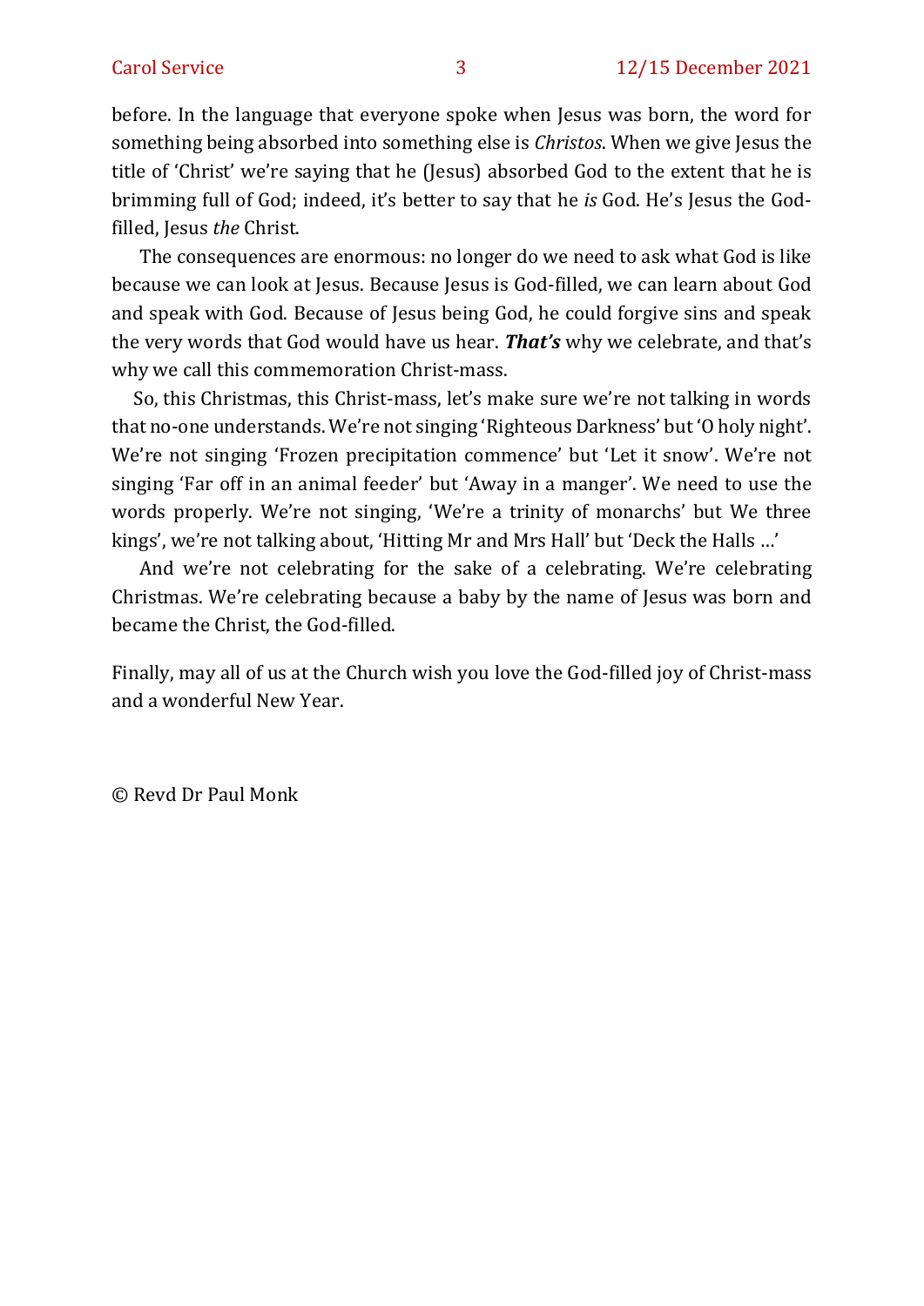before. In the language that everyone spoke when Jesus was born, the word for something being absorbed into something else is *Christos*. When we give Jesus the title of 'Christ' we're saying that he (Jesus) absorbed God to the extent that he is brimming full of God; indeed, it's better to say that he *is* God. He's Jesus the God-filled, Jesus *the* Christ.

The consequences are enormous: no longer do we need to ask what God is like because we can look at Jesus. Because Jesus is God-filled, we can learn about God and speak with God. Because of Jesus being God, he could forgive sins and speak the very words that God would have us hear. ***That's*** why we celebrate, and that's why we call this commemoration Christ-mass.

So, this Christmas, this Christ-mass, let's make sure we're not talking in words that no-one understands. We're not singing 'Righteous Darkness' but 'O holy night'. We're not singing 'Frozen precipitation commence' but 'Let it snow'. We're not singing 'Far off in an animal feeder' but 'Away in a manger'. We need to use the words properly. We're not singing, 'We're a trinity of monarchs' but We three kings', we're not talking about, 'Hitting Mr and Mrs Hall' but 'Deck the Halls …'

And we're not celebrating for the sake of a celebrating. We're celebrating Christmas. We're celebrating because a baby by the name of Jesus was born and became the Christ, the God-filled.

Finally, may all of us at the Church wish you love the God-filled joy of Christ-mass and a wonderful New Year.

© Revd Dr Paul Monk